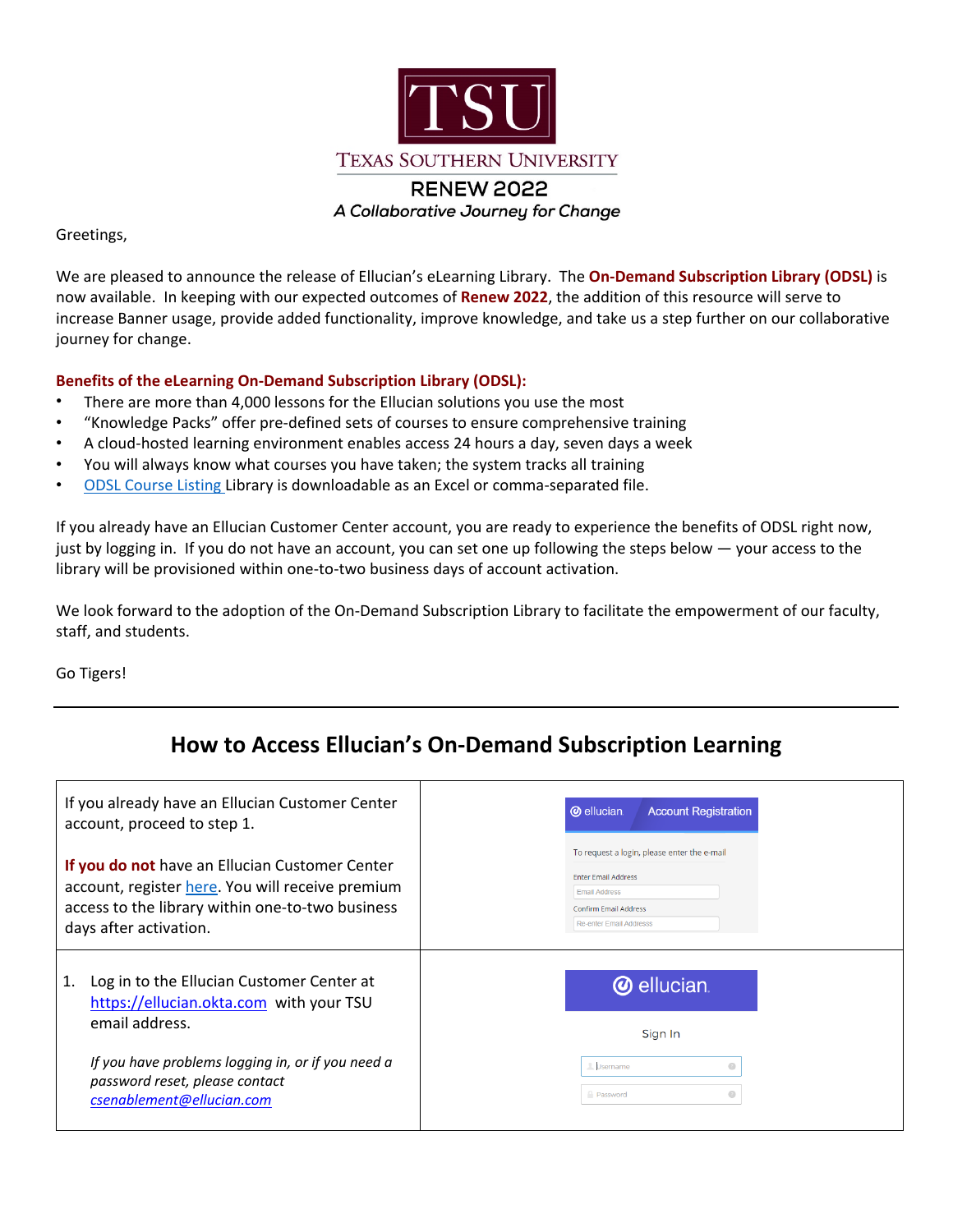TSU

TEXAS SOUTHERN UNIVERSITY

RENEW 2022

*A Collaborative Journey for Change*

Greetings,

We are pleased to announce the release of Ellucian's eLearning Library. The **On-Demand Subscription Library (ODSL)** is now available. In keeping with our expected outcomes of **Renew 2022**, the addition of this resource will serve to increase Banner usage, provide added functionality, improve knowledge, and take us a step further on our collaborative journey for change.

**Benefits of the eLearning On-Demand Subscription Library (ODSL):**

- There are more than 4,000 lessons for the Ellucian solutions you use the most
- "Knowledge Packs" offer pre-defined sets of courses to ensure comprehensive training
- A cloud-hosted learning environment enables access 24 hours a day, seven days a week
- You will always know what courses you have taken; the system tracks all training
- ODSL Course Listing Library is downloadable as an Excel or comma-separated file.

If you already have an Ellucian Customer Center account, you are ready to experience the benefits of ODSL right now, just by logging in. If you do not have an account, you can set one up following the steps below — your access to the library will be provisioned within one-to-two business days of account activation.

We look forward to the adoption of the On-Demand Subscription Library to facilitate the empowerment of our faculty, staff, and students.

Go Tigers!

---

## How to Access Ellucian's On-Demand Subscription Learning

| | |
|---|---|
| If you already have an Ellucian Customer Center account, proceed to step 1.<br><br>**If you do not** have an Ellucian Customer Center account, register here. You will receive premium access to the library within one-to-two business days after activation. | ellucian Account Registration<br>To request a login, please enter the e-mail<br>Enter Email Address<br>Email Address<br>Confirm Email Address<br>Re-enter Email Addresss |
| 1. Log in to the Ellucian Customer Center at https://ellucian.okta.com with your TSU email address.<br><br>*If you have problems logging in, or if you need a password reset, please contact csenablement@ellucian.com* | ellucian<br>Sign In<br>Username<br>Password |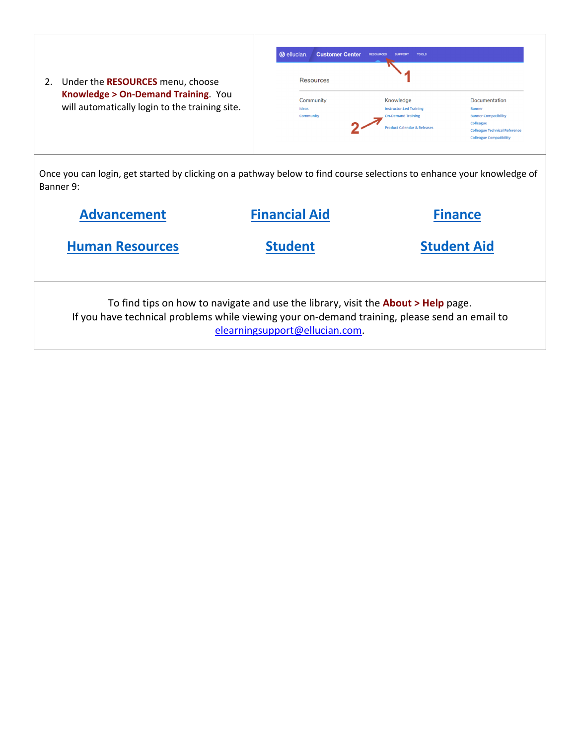2. Under the **RESOURCES** menu, choose **Knowledge > On-Demand Training**. You will automatically login to the training site.

Once you can login, get started by clicking on a pathway below to find course selections to enhance your knowledge of Banner 9:

| | | |
|---|---|---|
| **Advancement** | **Financial Aid** | **Finance** |
| **Human Resources** | **Student** | **Student Aid** |

To find tips on how to navigate and use the library, visit the **About > Help** page.
If you have technical problems while viewing your on-demand training, please send an email to elearningsupport@ellucian.com.